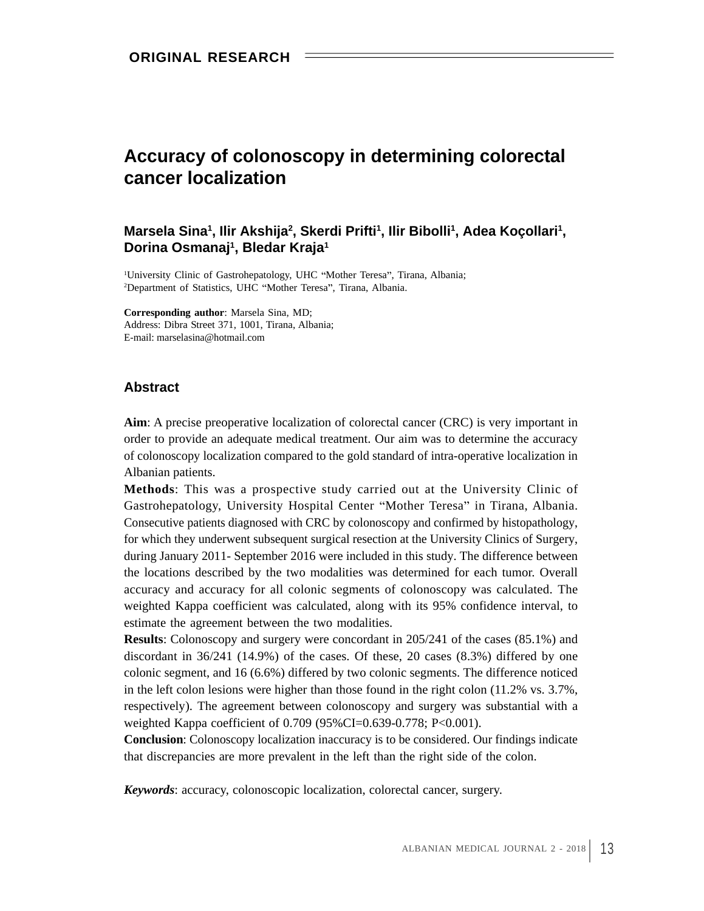ORIGINAL RESEARCH

# Accuracy of colonoscopy in determining colorectal cancer localization

**Marsela Sina[1], Ilir Akshija[2], Skerdi Prifti[1], Ilir Bibolli[1], Adea Koçollari[1], Dorina Osmanaj[1], Bledar Kraja[1]**

[1]University Clinic of Gastrohepatology, UHC "Mother Teresa", Tirana, Albania;
[2]Department of Statistics, UHC "Mother Teresa", Tirana, Albania.

**Corresponding author**: Marsela Sina, MD;
Address: Dibra Street 371, 1001, Tirana, Albania;
E-mail: marselasina@hotmail.com

## Abstract

**Aim**: A precise preoperative localization of colorectal cancer (CRC) is very important in order to provide an adequate medical treatment. Our aim was to determine the accuracy of colonoscopy localization compared to the gold standard of intra-operative localization in Albanian patients.

**Methods**: This was a prospective study carried out at the University Clinic of Gastrohepatology, University Hospital Center "Mother Teresa" in Tirana, Albania. Consecutive patients diagnosed with CRC by colonoscopy and confirmed by histopathology, for which they underwent subsequent surgical resection at the University Clinics of Surgery, during January 2011- September 2016 were included in this study. The difference between the locations described by the two modalities was determined for each tumor. Overall accuracy and accuracy for all colonic segments of colonoscopy was calculated. The weighted Kappa coefficient was calculated, along with its 95% confidence interval, to estimate the agreement between the two modalities.

**Results**: Colonoscopy and surgery were concordant in 205/241 of the cases (85.1%) and discordant in 36/241 (14.9%) of the cases. Of these, 20 cases (8.3%) differed by one colonic segment, and 16 (6.6%) differed by two colonic segments. The difference noticed in the left colon lesions were higher than those found in the right colon (11.2% vs. 3.7%, respectively). The agreement between colonoscopy and surgery was substantial with a weighted Kappa coefficient of 0.709 (95%CI=0.639-0.778; P<0.001).

**Conclusion**: Colonoscopy localization inaccuracy is to be considered. Our findings indicate that discrepancies are more prevalent in the left than the right side of the colon.

***Keywords***: accuracy, colonoscopic localization, colorectal cancer, surgery.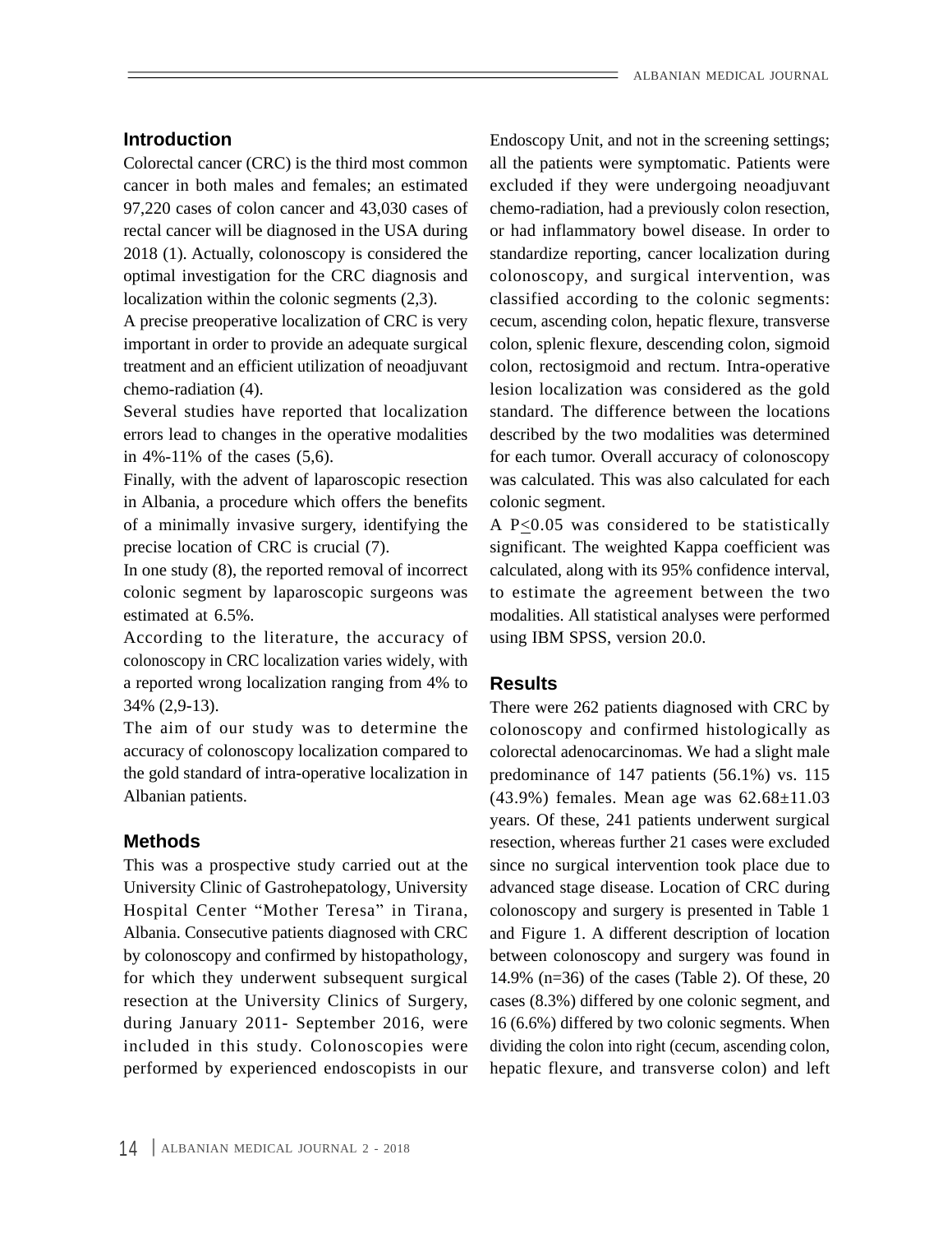## Introduction

Colorectal cancer (CRC) is the third most common cancer in both males and females; an estimated 97,220 cases of colon cancer and 43,030 cases of rectal cancer will be diagnosed in the USA during 2018 (1). Actually, colonoscopy is considered the optimal investigation for the CRC diagnosis and localization within the colonic segments (2,3).

A precise preoperative localization of CRC is very important in order to provide an adequate surgical treatment and an efficient utilization of neoadjuvant chemo-radiation (4).

Several studies have reported that localization errors lead to changes in the operative modalities in 4%-11% of the cases (5,6).

Finally, with the advent of laparoscopic resection in Albania, a procedure which offers the benefits of a minimally invasive surgery, identifying the precise location of CRC is crucial (7).

In one study (8), the reported removal of incorrect colonic segment by laparoscopic surgeons was estimated at 6.5%.

According to the literature, the accuracy of colonoscopy in CRC localization varies widely, with a reported wrong localization ranging from 4% to 34% (2,9-13).

The aim of our study was to determine the accuracy of colonoscopy localization compared to the gold standard of intra-operative localization in Albanian patients.

## Methods

This was a prospective study carried out at the University Clinic of Gastrohepatology, University Hospital Center "Mother Teresa" in Tirana, Albania. Consecutive patients diagnosed with CRC by colonoscopy and confirmed by histopathology, for which they underwent subsequent surgical resection at the University Clinics of Surgery, during January 2011- September 2016, were included in this study. Colonoscopies were performed by experienced endoscopists in our Endoscopy Unit, and not in the screening settings; all the patients were symptomatic. Patients were excluded if they were undergoing neoadjuvant chemo-radiation, had a previously colon resection, or had inflammatory bowel disease. In order to standardize reporting, cancer localization during colonoscopy, and surgical intervention, was classified according to the colonic segments: cecum, ascending colon, hepatic flexure, transverse colon, splenic flexure, descending colon, sigmoid colon, rectosigmoid and rectum. Intra-operative lesion localization was considered as the gold standard. The difference between the locations described by the two modalities was determined for each tumor. Overall accuracy of colonoscopy was calculated. This was also calculated for each colonic segment.

A $P \leq 0.05$ was considered to be statistically significant. The weighted Kappa coefficient was calculated, along with its 95% confidence interval, to estimate the agreement between the two modalities. All statistical analyses were performed using IBM SPSS, version 20.0.

## Results

There were 262 patients diagnosed with CRC by colonoscopy and confirmed histologically as colorectal adenocarcinomas. We had a slight male predominance of 147 patients (56.1%) vs. 115 (43.9%) females. Mean age was 62.68±11.03 years. Of these, 241 patients underwent surgical resection, whereas further 21 cases were excluded since no surgical intervention took place due to advanced stage disease. Location of CRC during colonoscopy and surgery is presented in Table 1 and Figure 1. A different description of location between colonoscopy and surgery was found in 14.9% (n=36) of the cases (Table 2). Of these, 20 cases (8.3%) differed by one colonic segment, and 16 (6.6%) differed by two colonic segments. When dividing the colon into right (cecum, ascending colon, hepatic flexure, and transverse colon) and left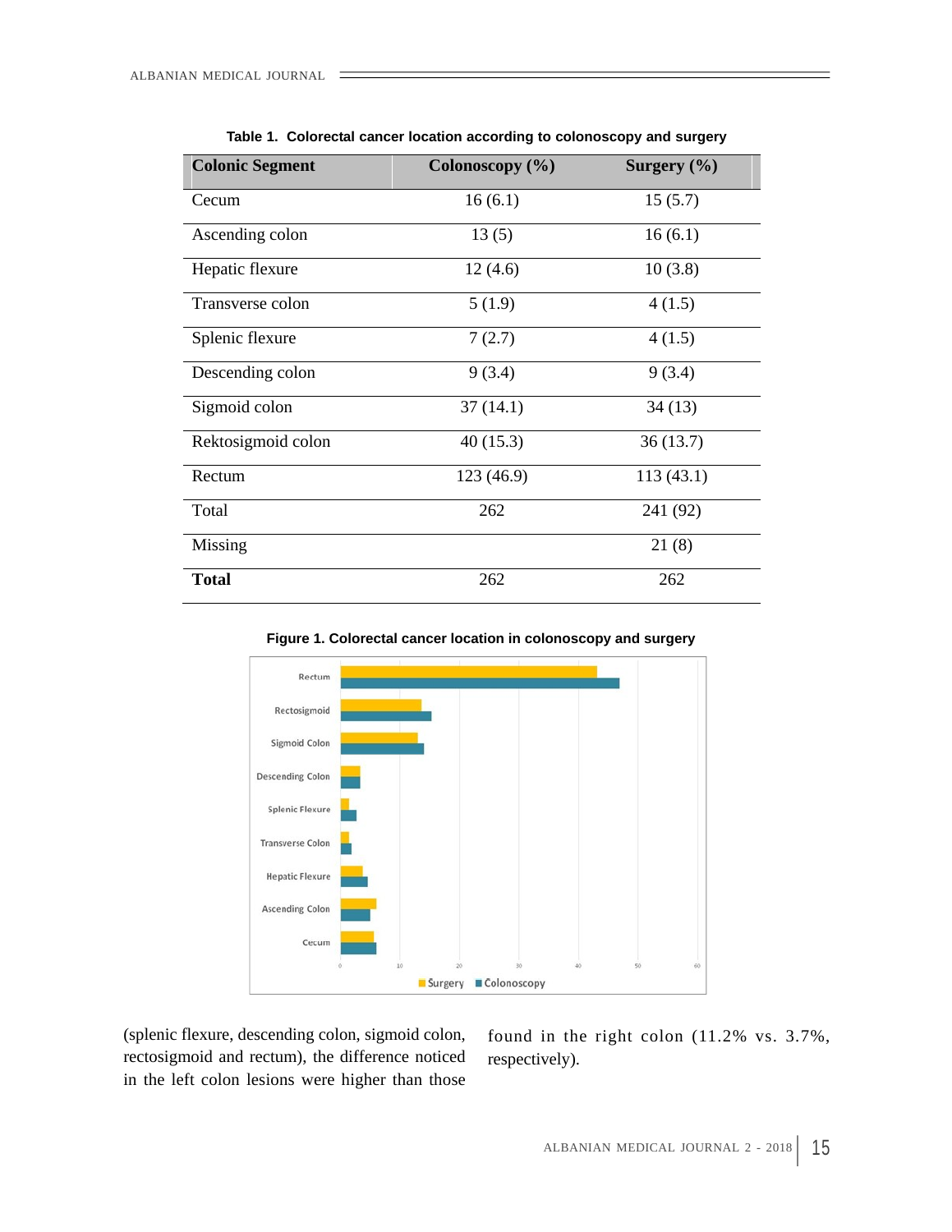Table 1. Colorectal cancer location according to colonoscopy and surgery

| Colonic Segment | Colonoscopy (%) | Surgery (%) |
|---|---|---|
| Cecum | 16 (6.1) | 15 (5.7) |
| Ascending colon | 13 (5) | 16 (6.1) |
| Hepatic flexure | 12 (4.6) | 10 (3.8) |
| Transverse colon | 5 (1.9) | 4 (1.5) |
| Splenic flexure | 7 (2.7) | 4 (1.5) |
| Descending colon | 9 (3.4) | 9 (3.4) |
| Sigmoid colon | 37 (14.1) | 34 (13) |
| Rektosigmoid colon | 40 (15.3) | 36 (13.7) |
| Rectum | 123 (46.9) | 113 (43.1) |
| Total | 262 | 241 (92) |
| Missing | | 21 (8) |
| **Total** | 262 | 262 |

Figure 1. Colorectal cancer location in colonoscopy and surgery

Rectum
Rectosigmoid
Sigmoid Colon
Descending Colon
Splenic Flexure
Transverse Colon
Hepatic Flexure
Ascending Colon
Cecum
0 10 20 30 40 50 60
Surgery Colonoscopy

(splenic flexure, descending colon, sigmoid colon, rectosigmoid and rectum), the difference noticed in the left colon lesions were higher than those found in the right colon (11.2% vs. 3.7%, respectively).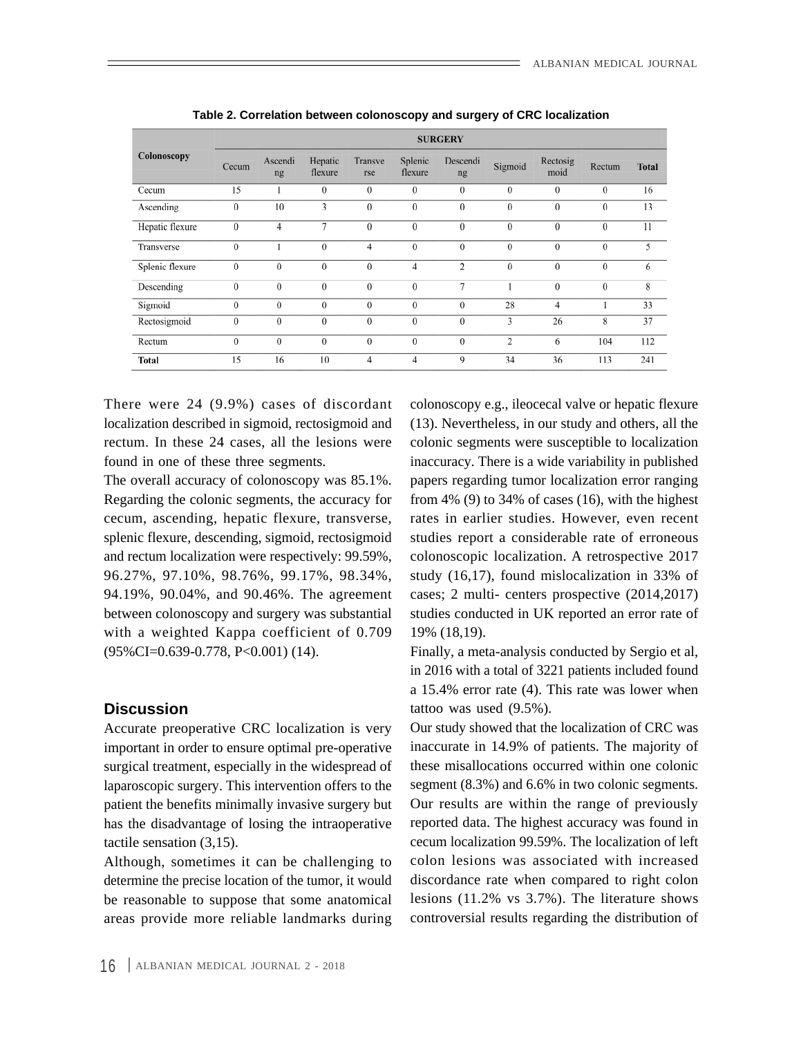Table 2. Correlation between colonoscopy and surgery of CRC localization

| Colonoscopy | SURGERY | | | | | | | | | |
|---|---|---|---|---|---|---|---|---|---|---|
| | Cecum | Ascending | Hepatic flexure | Transverse | Splenic flexure | Descending | Sigmoid | Rectosigmoid | Rectum | Total |
| Cecum | 15 | 1 | 0 | 0 | 0 | 0 | 0 | 0 | 0 | 16 |
| Ascending | 0 | 10 | 3 | 0 | 0 | 0 | 0 | 0 | 0 | 13 |
| Hepatic flexure | 0 | 4 | 7 | 0 | 0 | 0 | 0 | 0 | 0 | 11 |
| Transverse | 0 | 1 | 0 | 4 | 0 | 0 | 0 | 0 | 0 | 5 |
| Splenic flexure | 0 | 0 | 0 | 0 | 4 | 2 | 0 | 0 | 0 | 6 |
| Descending | 0 | 0 | 0 | 0 | 0 | 7 | 1 | 0 | 0 | 8 |
| Sigmoid | 0 | 0 | 0 | 0 | 0 | 0 | 28 | 4 | 1 | 33 |
| Rectosigmoid | 0 | 0 | 0 | 0 | 0 | 0 | 3 | 26 | 8 | 37 |
| Rectum | 0 | 0 | 0 | 0 | 0 | 0 | 2 | 6 | 104 | 112 |
| **Total** | 15 | 16 | 10 | 4 | 4 | 9 | 34 | 36 | 113 | 241 |

There were 24 (9.9%) cases of discordant localization described in sigmoid, rectosigmoid and rectum. In these 24 cases, all the lesions were found in one of these three segments.

The overall accuracy of colonoscopy was 85.1%. Regarding the colonic segments, the accuracy for cecum, ascending, hepatic flexure, transverse, splenic flexure, descending, sigmoid, rectosigmoid and rectum localization were respectively: 99.59%, 96.27%, 97.10%, 98.76%, 99.17%, 98.34%, 94.19%, 90.04%, and 90.46%. The agreement between colonoscopy and surgery was substantial with a weighted Kappa coefficient of 0.709 (95%CI=0.639-0.778, P<0.001) (14).

## Discussion

Accurate preoperative CRC localization is very important in order to ensure optimal pre-operative surgical treatment, especially in the widespread of laparoscopic surgery. This intervention offers to the patient the benefits minimally invasive surgery but has the disadvantage of losing the intraoperative tactile sensation (3,15).

Although, sometimes it can be challenging to determine the precise location of the tumor, it would be reasonable to suppose that some anatomical areas provide more reliable landmarks during colonoscopy e.g., ileocecal valve or hepatic flexure (13). Nevertheless, in our study and others, all the colonic segments were susceptible to localization inaccuracy. There is a wide variability in published papers regarding tumor localization error ranging from 4% (9) to 34% of cases (16), with the highest rates in earlier studies. However, even recent studies report a considerable rate of erroneous colonoscopic localization. A retrospective 2017 study (16,17), found mislocalization in 33% of cases; 2 multi- centers prospective (2014,2017) studies conducted in UK reported an error rate of 19% (18,19).

Finally, a meta-analysis conducted by Sergio et al, in 2016 with a total of 3221 patients included found a 15.4% error rate (4). This rate was lower when tattoo was used (9.5%).

Our study showed that the localization of CRC was inaccurate in 14.9% of patients. The majority of these misallocations occurred within one colonic segment (8.3%) and 6.6% in two colonic segments. Our results are within the range of previously reported data. The highest accuracy was found in cecum localization 99.59%. The localization of left colon lesions was associated with increased discordance rate when compared to right colon lesions (11.2% vs 3.7%). The literature shows controversial results regarding the distribution of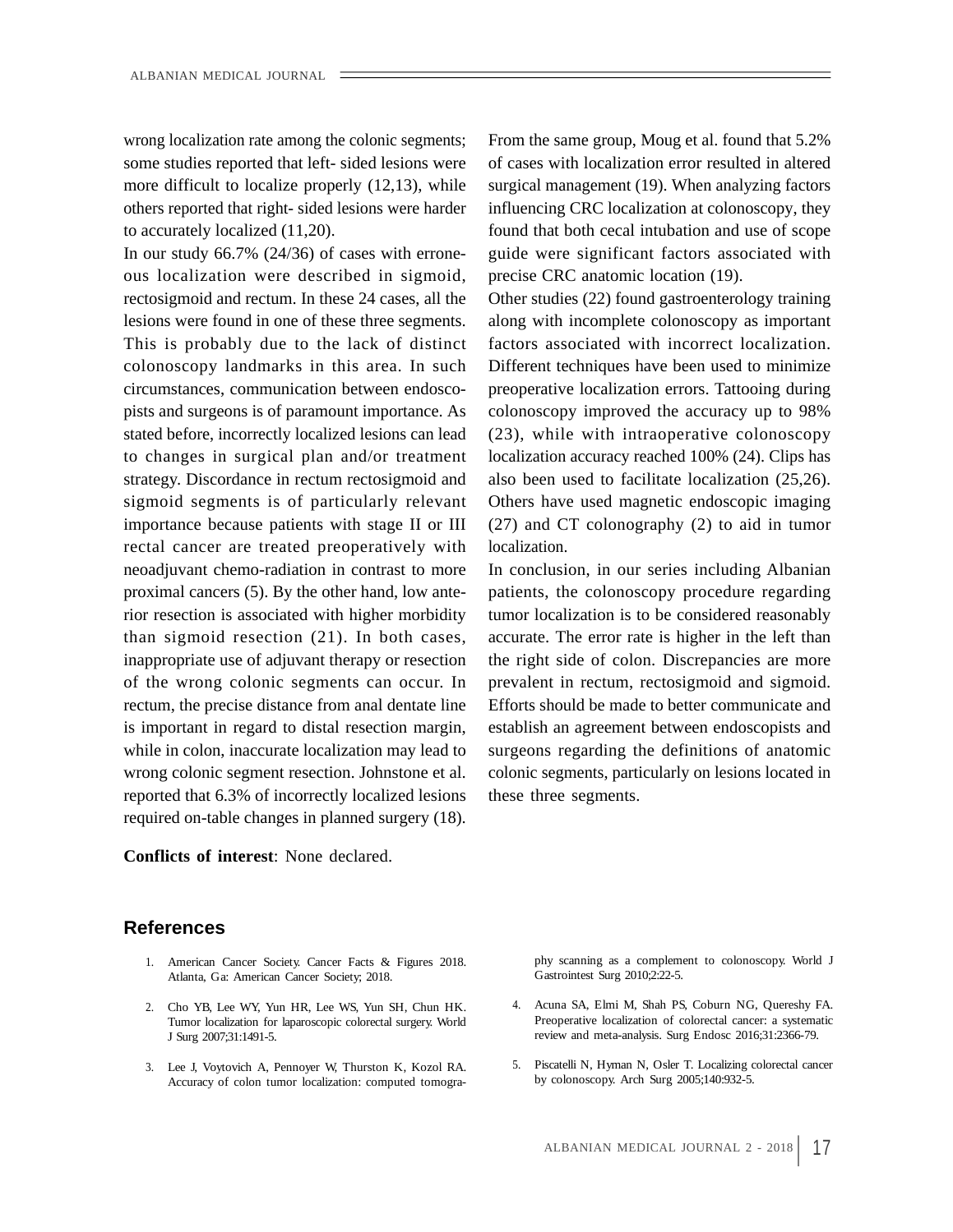wrong localization rate among the colonic segments; some studies reported that left- sided lesions were more difficult to localize properly (12,13), while others reported that right- sided lesions were harder to accurately localized (11,20).

In our study 66.7% (24/36) of cases with erroneous localization were described in sigmoid, rectosigmoid and rectum. In these 24 cases, all the lesions were found in one of these three segments. This is probably due to the lack of distinct colonoscopy landmarks in this area. In such circumstances, communication between endoscopists and surgeons is of paramount importance. As stated before, incorrectly localized lesions can lead to changes in surgical plan and/or treatment strategy. Discordance in rectum rectosigmoid and sigmoid segments is of particularly relevant importance because patients with stage II or III rectal cancer are treated preoperatively with neoadjuvant chemo-radiation in contrast to more proximal cancers (5). By the other hand, low anterior resection is associated with higher morbidity than sigmoid resection (21). In both cases, inappropriate use of adjuvant therapy or resection of the wrong colonic segments can occur. In rectum, the precise distance from anal dentate line is important in regard to distal resection margin, while in colon, inaccurate localization may lead to wrong colonic segment resection. Johnstone et al. reported that 6.3% of incorrectly localized lesions required on-table changes in planned surgery (18). From the same group, Moug et al. found that 5.2% of cases with localization error resulted in altered surgical management (19). When analyzing factors influencing CRC localization at colonoscopy, they found that both cecal intubation and use of scope guide were significant factors associated with precise CRC anatomic location (19).

Other studies (22) found gastroenterology training along with incomplete colonoscopy as important factors associated with incorrect localization. Different techniques have been used to minimize preoperative localization errors. Tattooing during colonoscopy improved the accuracy up to 98% (23), while with intraoperative colonoscopy localization accuracy reached 100% (24). Clips has also been used to facilitate localization (25,26). Others have used magnetic endoscopic imaging (27) and CT colonography (2) to aid in tumor localization.

In conclusion, in our series including Albanian patients, the colonoscopy procedure regarding tumor localization is to be considered reasonably accurate. The error rate is higher in the left than the right side of colon. Discrepancies are more prevalent in rectum, rectosigmoid and sigmoid. Efforts should be made to better communicate and establish an agreement between endoscopists and surgeons regarding the definitions of anatomic colonic segments, particularly on lesions located in these three segments.

**Conflicts of interest**: None declared.

## References

1. American Cancer Society. Cancer Facts & Figures 2018. Atlanta, Ga: American Cancer Society; 2018.
2. Cho YB, Lee WY, Yun HR, Lee WS, Yun SH, Chun HK. Tumor localization for laparoscopic colorectal surgery. World J Surg 2007;31:1491-5.
3. Lee J, Voytovich A, Pennoyer W, Thurston K, Kozol RA. Accuracy of colon tumor localization: computed tomography scanning as a complement to colonoscopy. World J Gastrointest Surg 2010;2:22-5.
4. Acuna SA, Elmi M, Shah PS, Coburn NG, Quereshy FA. Preoperative localization of colorectal cancer: a systematic review and meta-analysis. Surg Endosc 2016;31:2366-79.
5. Piscatelli N, Hyman N, Osler T. Localizing colorectal cancer by colonoscopy. Arch Surg 2005;140:932-5.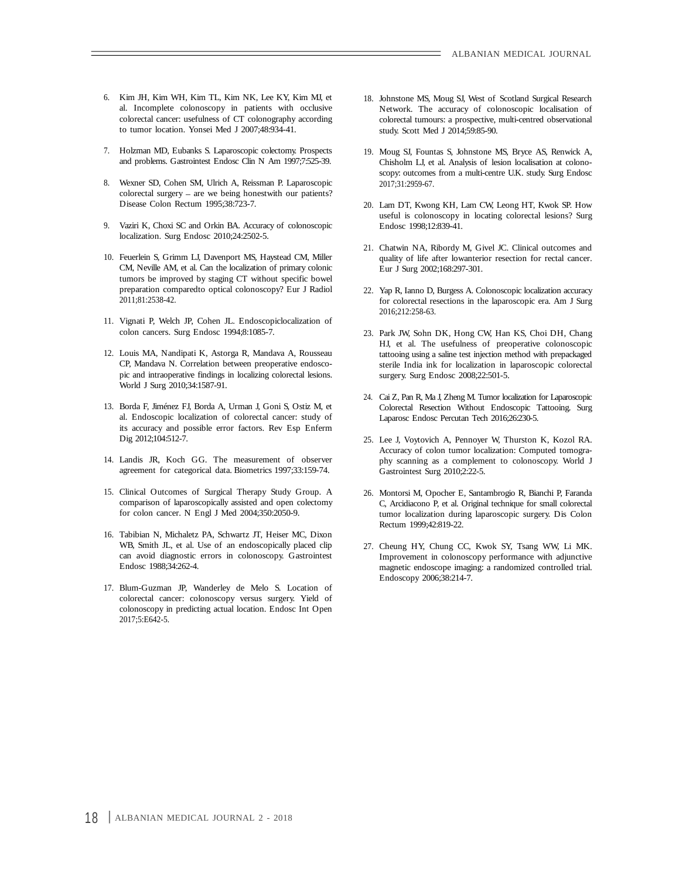6. Kim JH, Kim WH, Kim TL, Kim NK, Lee KY, Kim MJ, et al. Incomplete colonoscopy in patients with occlusive colorectal cancer: usefulness of CT colonography according to tumor location. Yonsei Med J 2007;48:934-41.

7. Holzman MD, Eubanks S. Laparoscopic colectomy. Prospects and problems. Gastrointest Endosc Clin N Am 1997;7:525-39.

8. Wexner SD, Cohen SM, Ulrich A, Reissman P. Laparoscopic colorectal surgery – are we being honestwith our patients? Disease Colon Rectum 1995;38:723-7.

9. Vaziri K, Choxi SC and Orkin BA. Accuracy of colonoscopic localization. Surg Endosc 2010;24:2502-5.

10. Feuerlein S, Grimm LJ, Davenport MS, Haystead CM, Miller CM, Neville AM, et al. Can the localization of primary colonic tumors be improved by staging CT without specific bowel preparation comparedto optical colonoscopy? Eur J Radiol 2011;81:2538-42.

11. Vignati P, Welch JP, Cohen JL. Endoscopiclocalization of colon cancers. Surg Endosc 1994;8:1085-7.

12. Louis MA, Nandipati K, Astorga R, Mandava A, Rousseau CP, Mandava N. Correlation between preoperative endoscopic and intraoperative findings in localizing colorectal lesions. World J Surg 2010;34:1587-91.

13. Borda F, Jiménez FJ, Borda A, Urman J, Goni S, Ostiz M, et al. Endoscopic localization of colorectal cancer: study of its accuracy and possible error factors. Rev Esp Enferm Dig 2012;104:512-7.

14. Landis JR, Koch GG. The measurement of observer agreement for categorical data. Biometrics 1997;33:159-74.

15. Clinical Outcomes of Surgical Therapy Study Group. A comparison of laparoscopically assisted and open colectomy for colon cancer. N Engl J Med 2004;350:2050-9.

16. Tabibian N, Michaletz PA, Schwartz JT, Heiser MC, Dixon WB, Smith JL, et al. Use of an endoscopically placed clip can avoid diagnostic errors in colonoscopy. Gastrointest Endosc 1988;34:262-4.

17. Blum-Guzman JP, Wanderley de Melo S. Location of colorectal cancer: colonoscopy versus surgery. Yield of colonoscopy in predicting actual location. Endosc Int Open 2017;5:E642-5.

18. Johnstone MS, Moug SJ, West of Scotland Surgical Research Network. The accuracy of colonoscopic localisation of colorectal tumours: a prospective, multi-centred observational study. Scott Med J 2014;59:85-90.

19. Moug SJ, Fountas S, Johnstone MS, Bryce AS, Renwick A, Chisholm LJ, et al. Analysis of lesion localisation at colonoscopy: outcomes from a multi-centre U.K. study. Surg Endosc 2017;31:2959-67.

20. Lam DT, Kwong KH, Lam CW, Leong HT, Kwok SP. How useful is colonoscopy in locating colorectal lesions? Surg Endosc 1998;12:839-41.

21. Chatwin NA, Ribordy M, Givel JC. Clinical outcomes and quality of life after lowanterior resection for rectal cancer. Eur J Surg 2002;168:297-301.

22. Yap R, Ianno D, Burgess A. Colonoscopic localization accuracy for colorectal resections in the laparoscopic era. Am J Surg 2016;212:258-63.

23. Park JW, Sohn DK, Hong CW, Han KS, Choi DH, Chang HJ, et al. The usefulness of preoperative colonoscopic tattooing using a saline test injection method with prepackaged sterile India ink for localization in laparoscopic colorectal surgery. Surg Endosc 2008;22:501-5.

24. Cai Z, Pan R, Ma J, Zheng M. Tumor localization for Laparoscopic Colorectal Resection Without Endoscopic Tattooing. Surg Laparosc Endosc Percutan Tech 2016;26:230-5.

25. Lee J, Voytovich A, Pennoyer W, Thurston K, Kozol RA. Accuracy of colon tumor localization: Computed tomography scanning as a complement to colonoscopy. World J Gastrointest Surg 2010;2:22-5.

26. Montorsi M, Opocher E, Santambrogio R, Bianchi P, Faranda C, Arcidiacono P, et al. Original technique for small colorectal tumor localization during laparoscopic surgery. Dis Colon Rectum 1999;42:819-22.

27. Cheung HY, Chung CC, Kwok SY, Tsang WW, Li MK. Improvement in colonoscopy performance with adjunctive magnetic endoscope imaging: a randomized controlled trial. Endoscopy 2006;38:214-7.